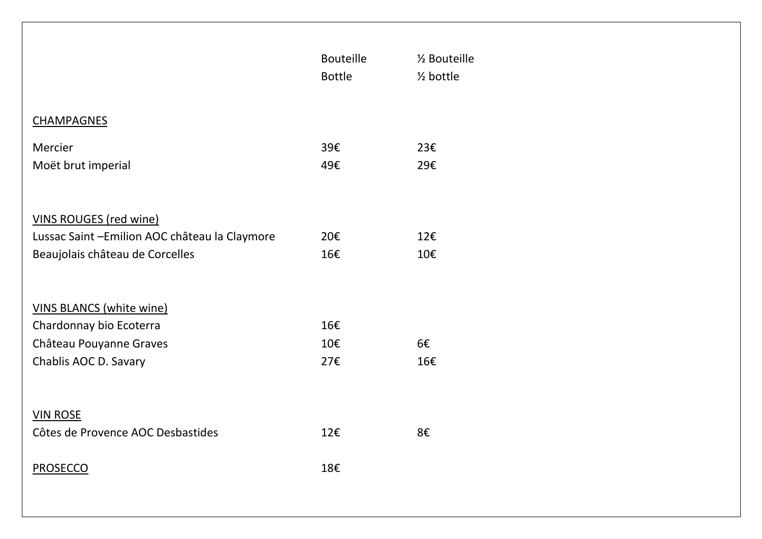| | Bouteille<br>Bottle | ½ Bouteille<br>½ bottle |
|---|---|---|
| CHAMPAGNES | | |
| Mercier | 39€ | 23€ |
| Moët brut imperial | 49€ | 29€ |
| VINS ROUGES (red wine) | | |
| Lussac Saint –Emilion AOC château la Claymore | 20€ | 12€ |
| Beaujolais château de Corcelles | 16€ | 10€ |
| VINS BLANCS (white wine) | | |
| Chardonnay bio Ecoterra | 16€ | |
| Château Pouyanne Graves | 10€ | 6€ |
| Chablis AOC D. Savary | 27€ | 16€ |
| VIN ROSE | | |
| Côtes de Provence AOC Desbastides | 12€ | 8€ |
| PROSECCO | 18€ | |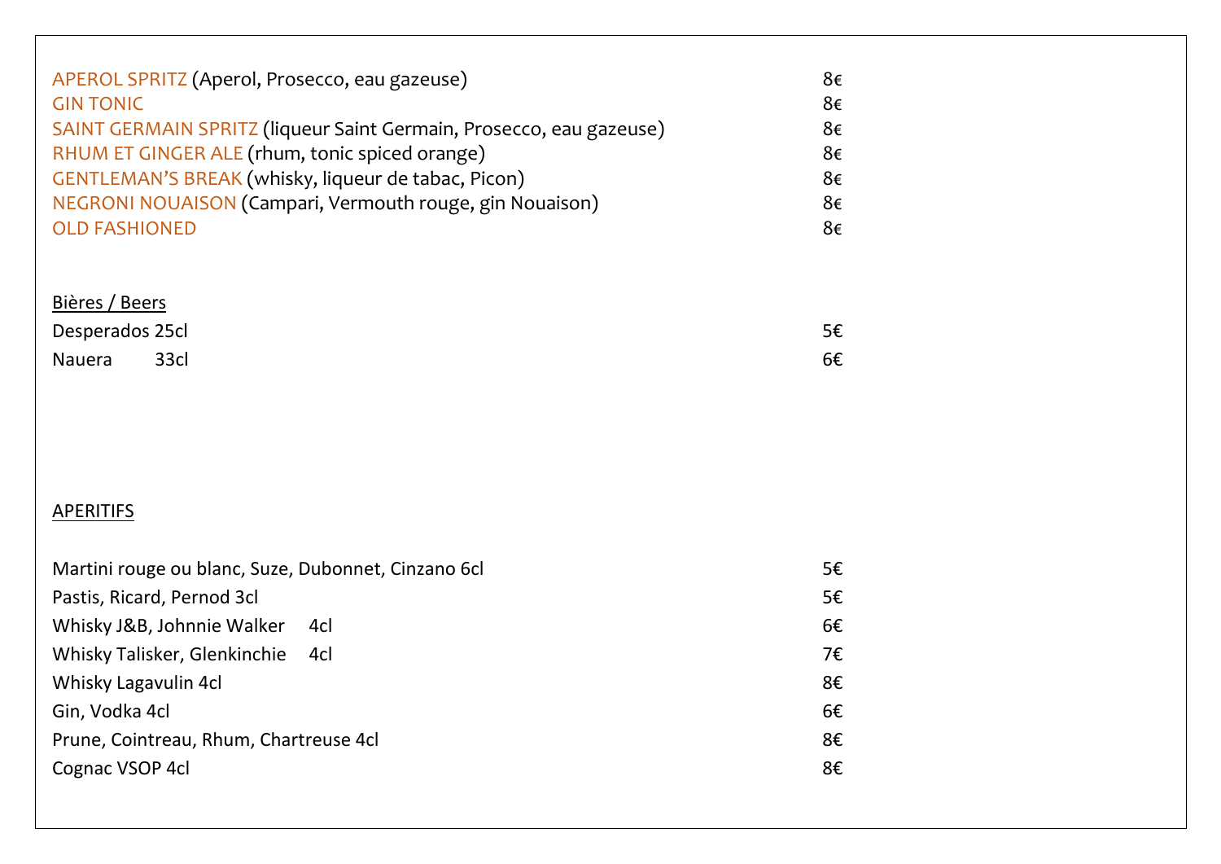APEROL SPRITZ (Aperol, Prosecco, eau gazeuse) 8€
GIN TONIC 8€
SAINT GERMAIN SPRITZ (liqueur Saint Germain, Prosecco, eau gazeuse) 8€
RHUM ET GINGER ALE (rhum, tonic spiced orange) 8€
GENTLEMAN'S BREAK (whisky, liqueur de tabac, Picon) 8€
NEGRONI NOUAISON (Campari, Vermouth rouge, gin Nouaison) 8€
OLD FASHIONED 8€

<u>Bières / Beers</u>

Desperados 25cl 5€
Nauera 33cl 6€

<u>APERITIFS</u>

Martini rouge ou blanc, Suze, Dubonnet, Cinzano 6cl 5€
Pastis, Ricard, Pernod 3cl 5€
Whisky J&B, Johnnie Walker 4cl 6€
Whisky Talisker, Glenkinchie 4cl 7€
Whisky Lagavulin 4cl 8€
Gin, Vodka 4cl 6€
Prune, Cointreau, Rhum, Chartreuse 4cl 8€
Cognac VSOP 4cl 8€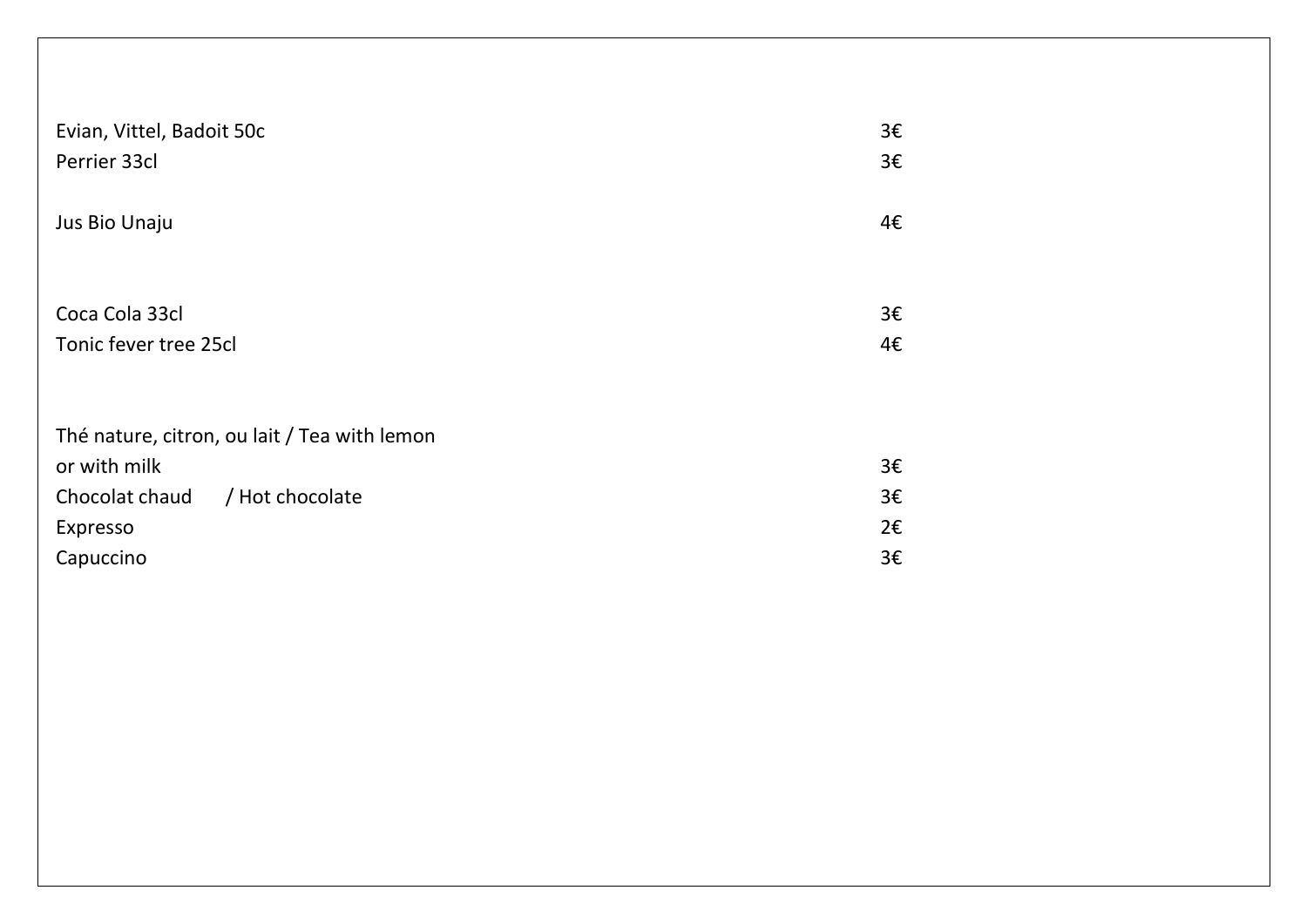| | |
|---|---|
| Evian, Vittel, Badoit 50c | 3€ |
| Perrier 33cl | 3€ |
| | |
| Jus Bio Unaju | 4€ |
| | |
| Coca Cola 33cl | 3€ |
| Tonic fever tree 25cl | 4€ |
| | |
| Thé nature, citron, ou lait / Tea with lemon or with milk | 3€ |
| Chocolat chaud / Hot chocolate | 3€ |
| Expresso | 2€ |
| Capuccino | 3€ |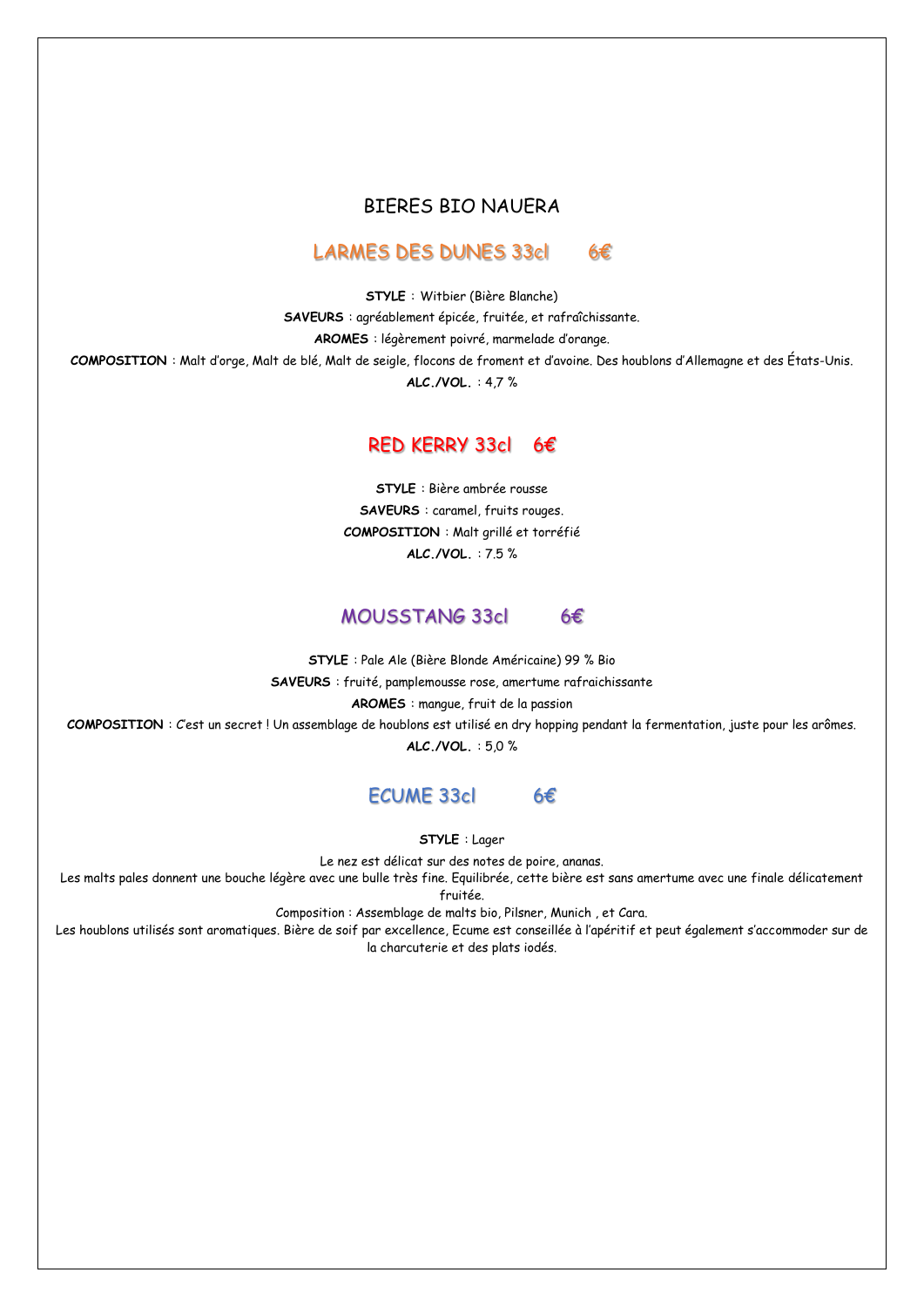# BIERES BIO NAUERA

## LARMES DES DUNES 33cl 6€

**STYLE** : Witbier (Bière Blanche)

**SAVEURS** : agréablement épicée, fruitée, et rafraîchissante.

**AROMES** : légèrement poivré, marmelade d'orange.

**COMPOSITION** : Malt d'orge, Malt de blé, Malt de seigle, flocons de froment et d'avoine. Des houblons d'Allemagne et des États-Unis.

**ALC./VOL.** : 4,7 %

## RED KERRY 33cl 6€

**STYLE** : Bière ambrée rousse

**SAVEURS** : caramel, fruits rouges.

**COMPOSITION** : Malt grillé et torréfié

**ALC./VOL.** : 7.5 %

## MOUSSTANG 33cl 6€

**STYLE** : Pale Ale (Bière Blonde Américaine) 99 % Bio

**SAVEURS** : fruité, pamplemousse rose, amertume rafraichissante

**AROMES** : mangue, fruit de la passion

**COMPOSITION** : C'est un secret ! Un assemblage de houblons est utilisé en dry hopping pendant la fermentation, juste pour les arômes.

**ALC./VOL.** : 5,0 %

## ECUME 33cl 6€

**STYLE** : Lager

Le nez est délicat sur des notes de poire, ananas.
Les malts pales donnent une bouche légère avec une bulle très fine. Equilibrée, cette bière est sans amertume avec une finale délicatement fruitée.
Composition : Assemblage de malts bio, Pilsner, Munich , et Cara.
Les houblons utilisés sont aromatiques. Bière de soif par excellence, Ecume est conseillée à l'apéritif et peut également s'accommoder sur de la charcuterie et des plats iodés.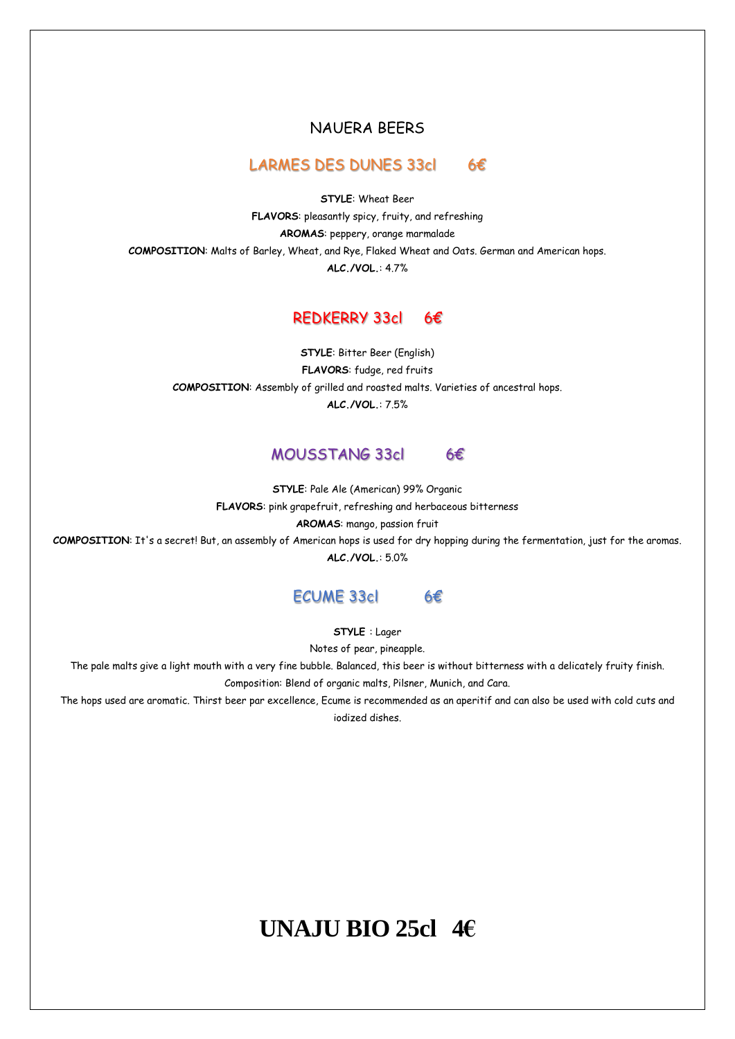# NAUERA BEERS

## LARMES DES DUNES 33cl 6€

**STYLE**: Wheat Beer
**FLAVORS**: pleasantly spicy, fruity, and refreshing
**AROMAS**: peppery, orange marmalade
**COMPOSITION**: Malts of Barley, Wheat, and Rye, Flaked Wheat and Oats. German and American hops.
**ALC./VOL.**: 4.7%

## REDKERRY 33cl 6€

**STYLE**: Bitter Beer (English)
**FLAVORS**: fudge, red fruits
**COMPOSITION**: Assembly of grilled and roasted malts. Varieties of ancestral hops.
**ALC./VOL.**: 7.5%

## MOUSSTANG 33cl 6€

**STYLE**: Pale Ale (American) 99% Organic
**FLAVORS**: pink grapefruit, refreshing and herbaceous bitterness
**AROMAS**: mango, passion fruit
**COMPOSITION**: It's a secret! But, an assembly of American hops is used for dry hopping during the fermentation, just for the aromas.
**ALC./VOL.**: 5.0%

## ECUME 33cl 6€

**STYLE** : Lager
Notes of pear, pineapple.
The pale malts give a light mouth with a very fine bubble. Balanced, this beer is without bitterness with a delicately fruity finish.
Composition: Blend of organic malts, Pilsner, Munich, and Cara.
The hops used are aromatic. Thirst beer par excellence, Ecume is recommended as an aperitif and can also be used with cold cuts and iodized dishes.

# UNAJU BIO 25cl 4€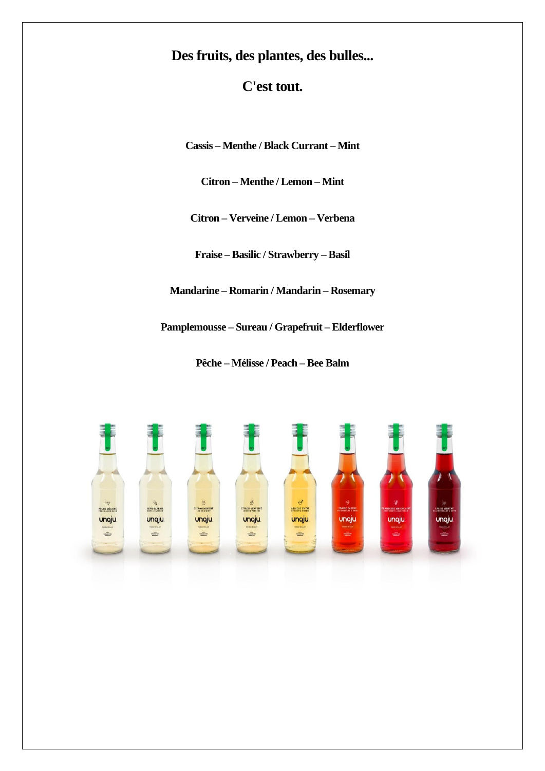**Des fruits, des plantes, des bulles...**

**C'est tout.**

**Cassis – Menthe / Black Currant – Mint**

**Citron – Menthe / Lemon – Mint**

**Citron – Verveine / Lemon – Verbena**

**Fraise – Basilic / Strawberry – Basil**

**Mandarine – Romarin / Mandarin – Rosemary**

**Pamplemousse – Sureau / Grapefruit – Elderflower**

**Pêche – Mélisse / Peach – Bee Balm**